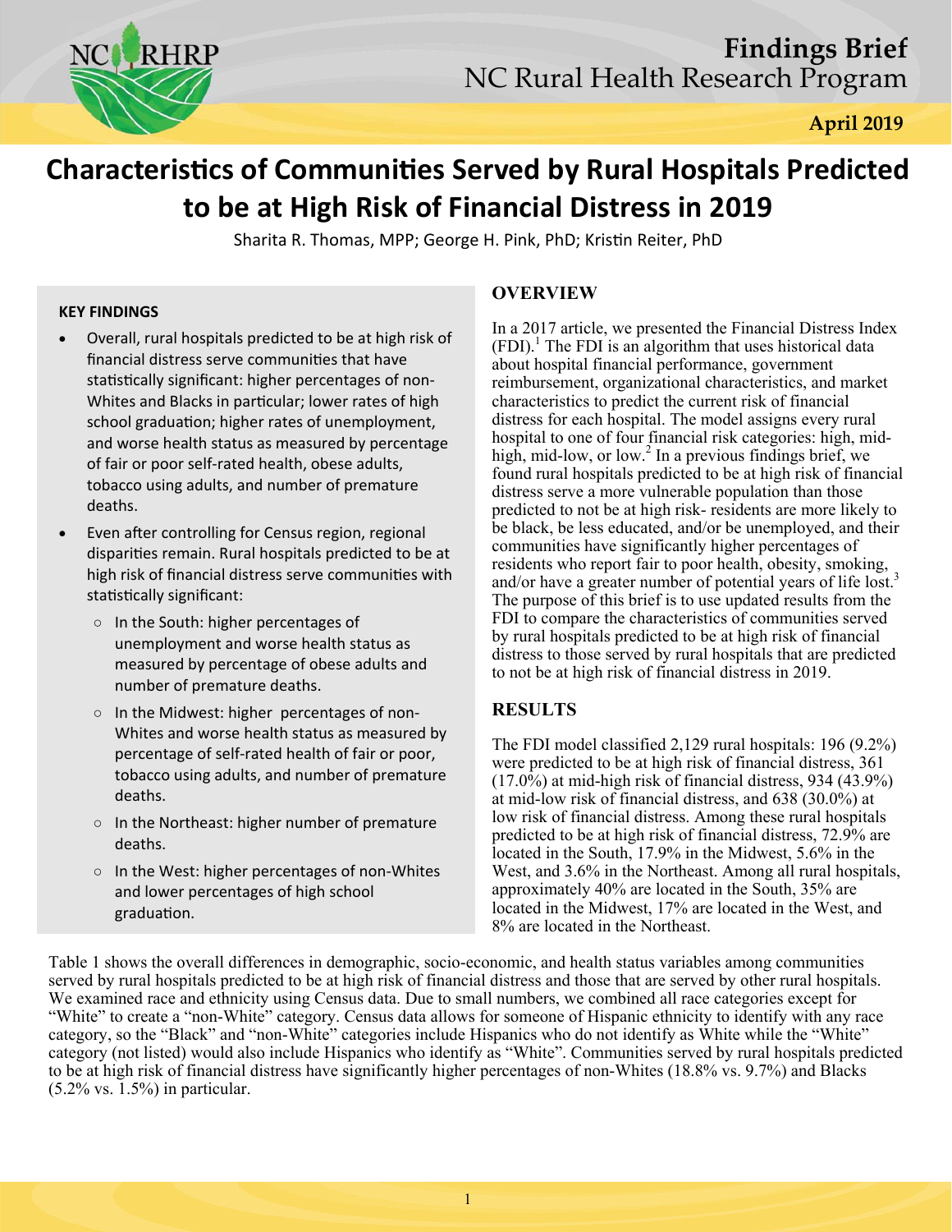**Findings Brief**
NC Rural Health Research Program

**April 2019**

# Characteristics of Communities Served by Rural Hospitals Predicted to be at High Risk of Financial Distress in 2019

Sharita R. Thomas, MPP; George H. Pink, PhD; Kristin Reiter, PhD

### KEY FINDINGS

- Overall, rural hospitals predicted to be at high risk of financial distress serve communities that have statistically significant: higher percentages of non-Whites and Blacks in particular; lower rates of high school graduation; higher rates of unemployment, and worse health status as measured by percentage of fair or poor self-rated health, obese adults, tobacco using adults, and number of premature deaths.
- Even after controlling for Census region, regional disparities remain. Rural hospitals predicted to be at high risk of financial distress serve communities with statistically significant:
  - In the South: higher percentages of unemployment and worse health status as measured by percentage of obese adults and number of premature deaths.
  - In the Midwest: higher percentages of non-Whites and worse health status as measured by percentage of self-rated health of fair or poor, tobacco using adults, and number of premature deaths.
  - In the Northeast: higher number of premature deaths.
  - In the West: higher percentages of non-Whites and lower percentages of high school graduation.

## OVERVIEW

In a 2017 article, we presented the Financial Distress Index (FDI).[1] The FDI is an algorithm that uses historical data about hospital financial performance, government reimbursement, organizational characteristics, and market characteristics to predict the current risk of financial distress for each hospital. The model assigns every rural hospital to one of four financial risk categories: high, mid-high, mid-low, or low.[2] In a previous findings brief, we found rural hospitals predicted to be at high risk of financial distress serve a more vulnerable population than those predicted to not be at high risk- residents are more likely to be black, be less educated, and/or be unemployed, and their communities have significantly higher percentages of residents who report fair to poor health, obesity, smoking, and/or have a greater number of potential years of life lost.[3] The purpose of this brief is to use updated results from the FDI to compare the characteristics of communities served by rural hospitals predicted to be at high risk of financial distress to those served by rural hospitals that are predicted to not be at high risk of financial distress in 2019.

## RESULTS

The FDI model classified 2,129 rural hospitals: 196 (9.2%) were predicted to be at high risk of financial distress, 361 (17.0%) at mid-high risk of financial distress, 934 (43.9%) at mid-low risk of financial distress, and 638 (30.0%) at low risk of financial distress. Among these rural hospitals predicted to be at high risk of financial distress, 72.9% are located in the South, 17.9% in the Midwest, 5.6% in the West, and 3.6% in the Northeast. Among all rural hospitals, approximately 40% are located in the South, 35% are located in the Midwest, 17% are located in the West, and 8% are located in the Northeast.

Table 1 shows the overall differences in demographic, socio-economic, and health status variables among communities served by rural hospitals predicted to be at high risk of financial distress and those that are served by other rural hospitals. We examined race and ethnicity using Census data. Due to small numbers, we combined all race categories except for "White" to create a "non-White" category. Census data allows for someone of Hispanic ethnicity to identify with any race category, so the "Black" and "non-White" categories include Hispanics who do not identify as White while the "White" category (not listed) would also include Hispanics who identify as "White". Communities served by rural hospitals predicted to be at high risk of financial distress have significantly higher percentages of non-Whites (18.8% vs. 9.7%) and Blacks (5.2% vs. 1.5%) in particular.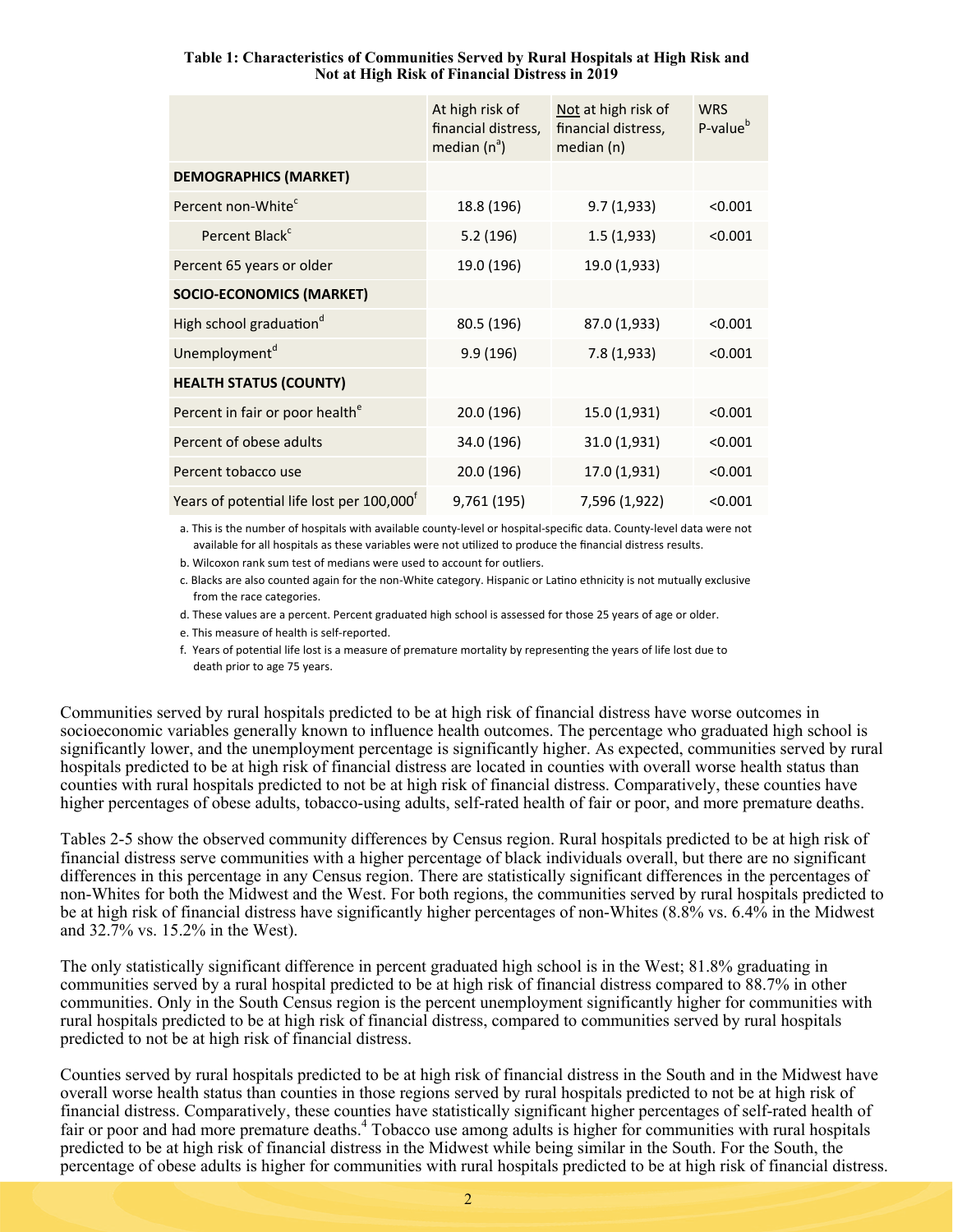**Table 1: Characteristics of Communities Served by Rural Hospitals at High Risk and Not at High Risk of Financial Distress in 2019**

| | At high risk of financial distress, median (n[a]) | Not at high risk of financial distress, median (n) | WRS P-value[b] |
|---|---|---|---|
| **DEMOGRAPHICS (MARKET)** | | | |
| Percent non-White[c] | 18.8 (196) | 9.7 (1,933) | <0.001 |
| Percent Black[c] | 5.2 (196) | 1.5 (1,933) | <0.001 |
| Percent 65 years or older | 19.0 (196) | 19.0 (1,933) | |
| **SOCIO-ECONOMICS (MARKET)** | | | |
| High school graduation[d] | 80.5 (196) | 87.0 (1,933) | <0.001 |
| Unemployment[d] | 9.9 (196) | 7.8 (1,933) | <0.001 |
| **HEALTH STATUS (COUNTY)** | | | |
| Percent in fair or poor health[e] | 20.0 (196) | 15.0 (1,931) | <0.001 |
| Percent of obese adults | 34.0 (196) | 31.0 (1,931) | <0.001 |
| Percent tobacco use | 20.0 (196) | 17.0 (1,931) | <0.001 |
| Years of potential life lost per 100,000[f] | 9,761 (195) | 7,596 (1,922) | <0.001 |

a. This is the number of hospitals with available county-level or hospital-specific data. County-level data were not available for all hospitals as these variables were not utilized to produce the financial distress results.

b. Wilcoxon rank sum test of medians were used to account for outliers.

c. Blacks are also counted again for the non-White category. Hispanic or Latino ethnicity is not mutually exclusive from the race categories.

d. These values are a percent. Percent graduated high school is assessed for those 25 years of age or older.

e. This measure of health is self-reported.

f. Years of potential life lost is a measure of premature mortality by representing the years of life lost due to death prior to age 75 years.

Communities served by rural hospitals predicted to be at high risk of financial distress have worse outcomes in socioeconomic variables generally known to influence health outcomes. The percentage who graduated high school is significantly lower, and the unemployment percentage is significantly higher. As expected, communities served by rural hospitals predicted to be at high risk of financial distress are located in counties with overall worse health status than counties with rural hospitals predicted to not be at high risk of financial distress. Comparatively, these counties have higher percentages of obese adults, tobacco-using adults, self-rated health of fair or poor, and more premature deaths.

Tables 2-5 show the observed community differences by Census region. Rural hospitals predicted to be at high risk of financial distress serve communities with a higher percentage of black individuals overall, but there are no significant differences in this percentage in any Census region. There are statistically significant differences in the percentages of non-Whites for both the Midwest and the West. For both regions, the communities served by rural hospitals predicted to be at high risk of financial distress have significantly higher percentages of non-Whites (8.8% vs. 6.4% in the Midwest and 32.7% vs. 15.2% in the West).

The only statistically significant difference in percent graduated high school is in the West; 81.8% graduating in communities served by a rural hospital predicted to be at high risk of financial distress compared to 88.7% in other communities. Only in the South Census region is the percent unemployment significantly higher for communities with rural hospitals predicted to be at high risk of financial distress, compared to communities served by rural hospitals predicted to not be at high risk of financial distress.

Counties served by rural hospitals predicted to be at high risk of financial distress in the South and in the Midwest have overall worse health status than counties in those regions served by rural hospitals predicted to not be at high risk of financial distress. Comparatively, these counties have statistically significant higher percentages of self-rated health of fair or poor and had more premature deaths.[4] Tobacco use among adults is higher for communities with rural hospitals predicted to be at high risk of financial distress in the Midwest while being similar in the South. For the South, the percentage of obese adults is higher for communities with rural hospitals predicted to be at high risk of financial distress.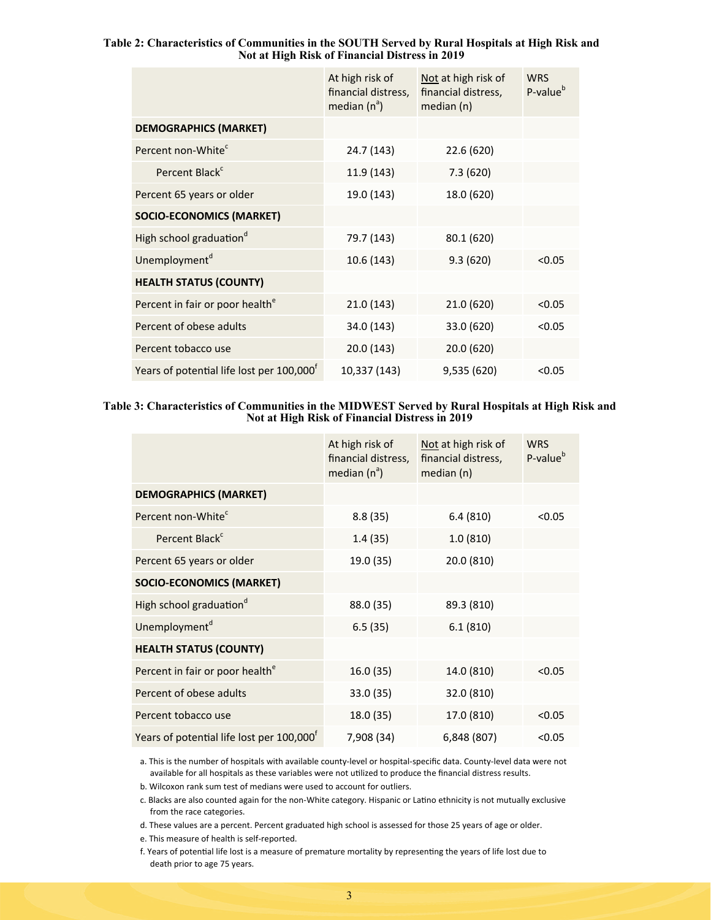**Table 2: Characteristics of Communities in the SOUTH Served by Rural Hospitals at High Risk and Not at High Risk of Financial Distress in 2019**

| | At high risk of financial distress, median (n[a]) | Not at high risk of financial distress, median (n) | WRS P-value[b] |
|---|---|---|---|
| **DEMOGRAPHICS (MARKET)** | | | |
| Percent non-White[c] | 24.7 (143) | 22.6 (620) | |
| Percent Black[c] | 11.9 (143) | 7.3 (620) | |
| Percent 65 years or older | 19.0 (143) | 18.0 (620) | |
| **SOCIO-ECONOMICS (MARKET)** | | | |
| High school graduation[d] | 79.7 (143) | 80.1 (620) | |
| Unemployment[d] | 10.6 (143) | 9.3 (620) | <0.05 |
| **HEALTH STATUS (COUNTY)** | | | |
| Percent in fair or poor health[e] | 21.0 (143) | 21.0 (620) | <0.05 |
| Percent of obese adults | 34.0 (143) | 33.0 (620) | <0.05 |
| Percent tobacco use | 20.0 (143) | 20.0 (620) | |
| Years of potential life lost per 100,000[f] | 10,337 (143) | 9,535 (620) | <0.05 |

**Table 3: Characteristics of Communities in the MIDWEST Served by Rural Hospitals at High Risk and Not at High Risk of Financial Distress in 2019**

| | At high risk of financial distress, median (n[a]) | Not at high risk of financial distress, median (n) | WRS P-value[b] |
|---|---|---|---|
| **DEMOGRAPHICS (MARKET)** | | | |
| Percent non-White[c] | 8.8 (35) | 6.4 (810) | <0.05 |
| Percent Black[c] | 1.4 (35) | 1.0 (810) | |
| Percent 65 years or older | 19.0 (35) | 20.0 (810) | |
| **SOCIO-ECONOMICS (MARKET)** | | | |
| High school graduation[d] | 88.0 (35) | 89.3 (810) | |
| Unemployment[d] | 6.5 (35) | 6.1 (810) | |
| **HEALTH STATUS (COUNTY)** | | | |
| Percent in fair or poor health[e] | 16.0 (35) | 14.0 (810) | <0.05 |
| Percent of obese adults | 33.0 (35) | 32.0 (810) | |
| Percent tobacco use | 18.0 (35) | 17.0 (810) | <0.05 |
| Years of potential life lost per 100,000[f] | 7,908 (34) | 6,848 (807) | <0.05 |

a. This is the number of hospitals with available county-level or hospital-specific data. County-level data were not available for all hospitals as these variables were not utilized to produce the financial distress results.

b. Wilcoxon rank sum test of medians were used to account for outliers.

c. Blacks are also counted again for the non-White category. Hispanic or Latino ethnicity is not mutually exclusive from the race categories.

d. These values are a percent. Percent graduated high school is assessed for those 25 years of age or older.

e. This measure of health is self-reported.

f. Years of potential life lost is a measure of premature mortality by representing the years of life lost due to death prior to age 75 years.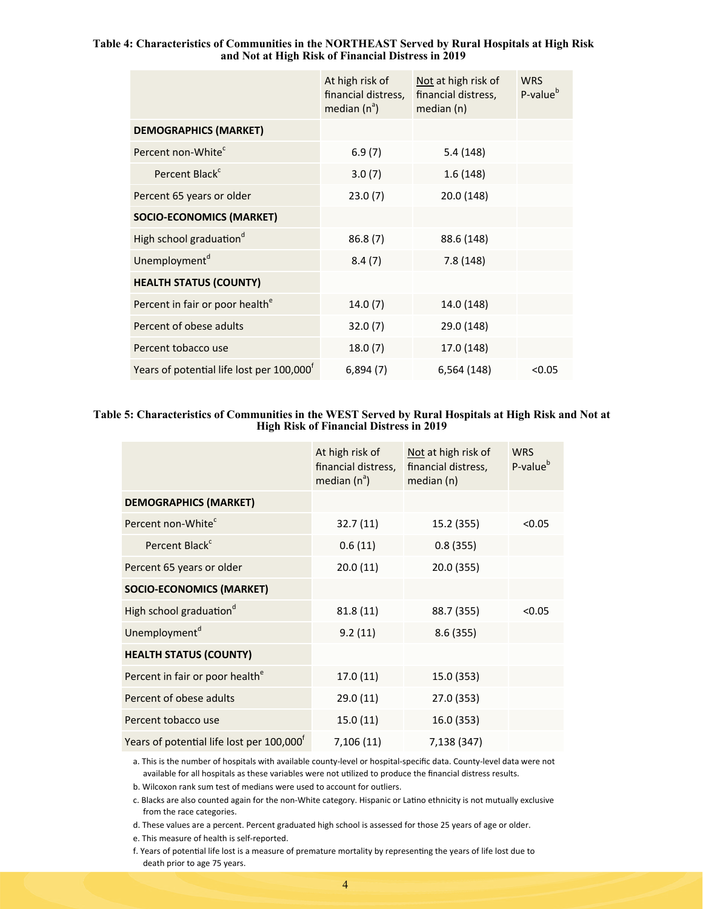**Table 4: Characteristics of Communities in the NORTHEAST Served by Rural Hospitals at High Risk and Not at High Risk of Financial Distress in 2019**

| | At high risk of financial distress, median (n[a]) | Not at high risk of financial distress, median (n) | WRS P-value[b] |
|---|---|---|---|
| **DEMOGRAPHICS (MARKET)** | | | |
| Percent non-White[c] | 6.9 (7) | 5.4 (148) | |
| Percent Black[c] | 3.0 (7) | 1.6 (148) | |
| Percent 65 years or older | 23.0 (7) | 20.0 (148) | |
| **SOCIO-ECONOMICS (MARKET)** | | | |
| High school graduation[d] | 86.8 (7) | 88.6 (148) | |
| Unemployment[d] | 8.4 (7) | 7.8 (148) | |
| **HEALTH STATUS (COUNTY)** | | | |
| Percent in fair or poor health[e] | 14.0 (7) | 14.0 (148) | |
| Percent of obese adults | 32.0 (7) | 29.0 (148) | |
| Percent tobacco use | 18.0 (7) | 17.0 (148) | |
| Years of potential life lost per 100,000[f] | 6,894 (7) | 6,564 (148) | <0.05 |

**Table 5: Characteristics of Communities in the WEST Served by Rural Hospitals at High Risk and Not at High Risk of Financial Distress in 2019**

| | At high risk of financial distress, median (n[a]) | Not at high risk of financial distress, median (n) | WRS P-value[b] |
|---|---|---|---|
| **DEMOGRAPHICS (MARKET)** | | | |
| Percent non-White[c] | 32.7 (11) | 15.2 (355) | <0.05 |
| Percent Black[c] | 0.6 (11) | 0.8 (355) | |
| Percent 65 years or older | 20.0 (11) | 20.0 (355) | |
| **SOCIO-ECONOMICS (MARKET)** | | | |
| High school graduation[d] | 81.8 (11) | 88.7 (355) | <0.05 |
| Unemployment[d] | 9.2 (11) | 8.6 (355) | |
| **HEALTH STATUS (COUNTY)** | | | |
| Percent in fair or poor health[e] | 17.0 (11) | 15.0 (353) | |
| Percent of obese adults | 29.0 (11) | 27.0 (353) | |
| Percent tobacco use | 15.0 (11) | 16.0 (353) | |
| Years of potential life lost per 100,000[f] | 7,106 (11) | 7,138 (347) | |

a. This is the number of hospitals with available county-level or hospital-specific data. County-level data were not available for all hospitals as these variables were not utilized to produce the financial distress results.

b. Wilcoxon rank sum test of medians were used to account for outliers.

c. Blacks are also counted again for the non-White category. Hispanic or Latino ethnicity is not mutually exclusive from the race categories.

d. These values are a percent. Percent graduated high school is assessed for those 25 years of age or older.

e. This measure of health is self-reported.

f. Years of potential life lost is a measure of premature mortality by representing the years of life lost due to death prior to age 75 years.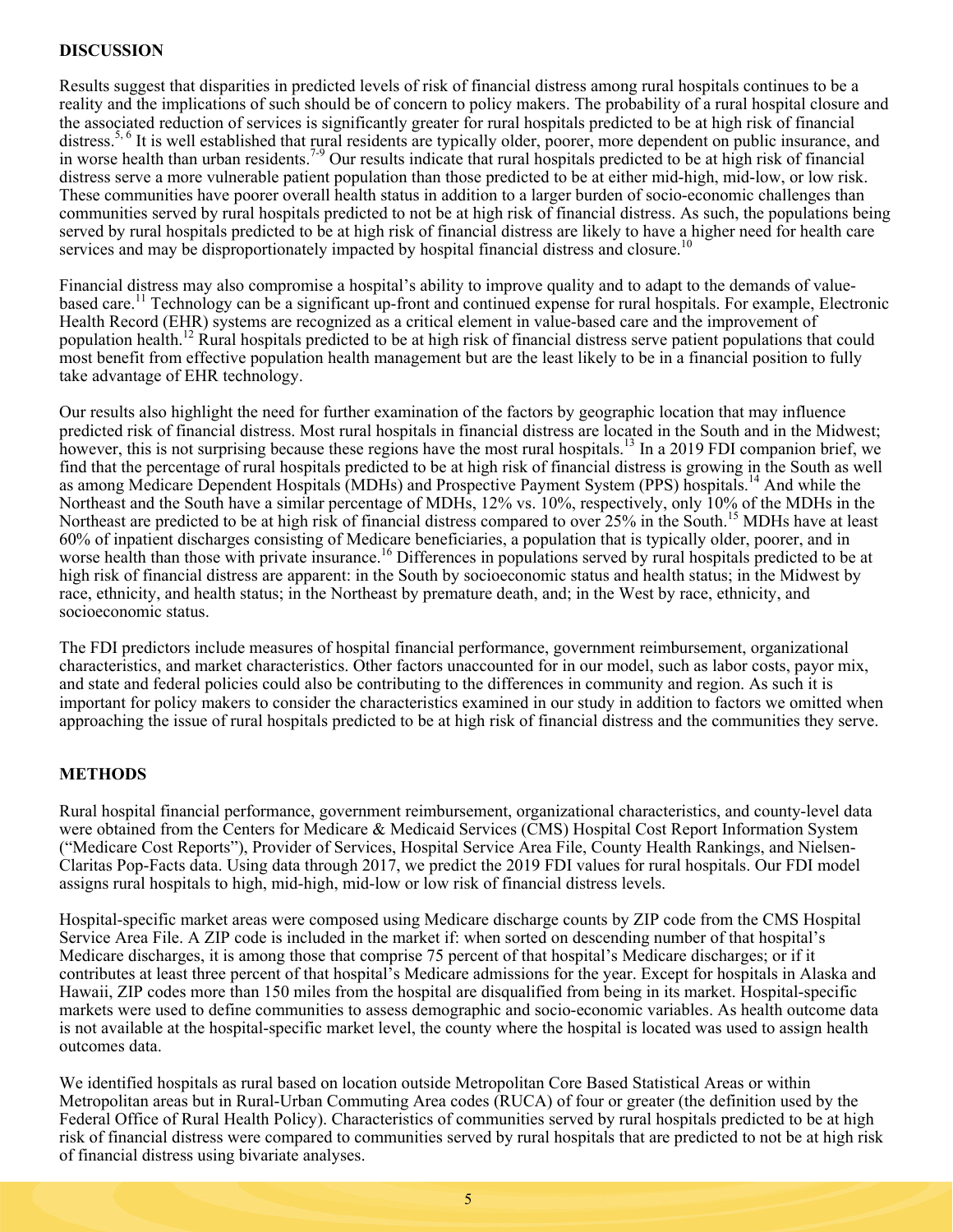## DISCUSSION

Results suggest that disparities in predicted levels of risk of financial distress among rural hospitals continues to be a reality and the implications of such should be of concern to policy makers. The probability of a rural hospital closure and the associated reduction of services is significantly greater for rural hospitals predicted to be at high risk of financial distress.[5,6] It is well established that rural residents are typically older, poorer, more dependent on public insurance, and in worse health than urban residents.[7-9] Our results indicate that rural hospitals predicted to be at high risk of financial distress serve a more vulnerable patient population than those predicted to be at either mid-high, mid-low, or low risk. These communities have poorer overall health status in addition to a larger burden of socio-economic challenges than communities served by rural hospitals predicted to not be at high risk of financial distress. As such, the populations being served by rural hospitals predicted to be at high risk of financial distress are likely to have a higher need for health care services and may be disproportionately impacted by hospital financial distress and closure.[10]

Financial distress may also compromise a hospital's ability to improve quality and to adapt to the demands of value-based care.[11] Technology can be a significant up-front and continued expense for rural hospitals. For example, Electronic Health Record (EHR) systems are recognized as a critical element in value-based care and the improvement of population health.[12] Rural hospitals predicted to be at high risk of financial distress serve patient populations that could most benefit from effective population health management but are the least likely to be in a financial position to fully take advantage of EHR technology.

Our results also highlight the need for further examination of the factors by geographic location that may influence predicted risk of financial distress. Most rural hospitals in financial distress are located in the South and in the Midwest; however, this is not surprising because these regions have the most rural hospitals.[13] In a 2019 FDI companion brief, we find that the percentage of rural hospitals predicted to be at high risk of financial distress is growing in the South as well as among Medicare Dependent Hospitals (MDHs) and Prospective Payment System (PPS) hospitals.[14] And while the Northeast and the South have a similar percentage of MDHs, 12% vs. 10%, respectively, only 10% of the MDHs in the Northeast are predicted to be at high risk of financial distress compared to over 25% in the South.[15] MDHs have at least 60% of inpatient discharges consisting of Medicare beneficiaries, a population that is typically older, poorer, and in worse health than those with private insurance.[16] Differences in populations served by rural hospitals predicted to be at high risk of financial distress are apparent: in the South by socioeconomic status and health status; in the Midwest by race, ethnicity, and health status; in the Northeast by premature death, and; in the West by race, ethnicity, and socioeconomic status.

The FDI predictors include measures of hospital financial performance, government reimbursement, organizational characteristics, and market characteristics. Other factors unaccounted for in our model, such as labor costs, payor mix, and state and federal policies could also be contributing to the differences in community and region. As such it is important for policy makers to consider the characteristics examined in our study in addition to factors we omitted when approaching the issue of rural hospitals predicted to be at high risk of financial distress and the communities they serve.

## METHODS

Rural hospital financial performance, government reimbursement, organizational characteristics, and county-level data were obtained from the Centers for Medicare & Medicaid Services (CMS) Hospital Cost Report Information System ("Medicare Cost Reports"), Provider of Services, Hospital Service Area File, County Health Rankings, and Nielsen-Claritas Pop-Facts data. Using data through 2017, we predict the 2019 FDI values for rural hospitals. Our FDI model assigns rural hospitals to high, mid-high, mid-low or low risk of financial distress levels.

Hospital-specific market areas were composed using Medicare discharge counts by ZIP code from the CMS Hospital Service Area File. A ZIP code is included in the market if: when sorted on descending number of that hospital's Medicare discharges, it is among those that comprise 75 percent of that hospital's Medicare discharges; or if it contributes at least three percent of that hospital's Medicare admissions for the year. Except for hospitals in Alaska and Hawaii, ZIP codes more than 150 miles from the hospital are disqualified from being in its market. Hospital-specific markets were used to define communities to assess demographic and socio-economic variables. As health outcome data is not available at the hospital-specific market level, the county where the hospital is located was used to assign health outcomes data.

We identified hospitals as rural based on location outside Metropolitan Core Based Statistical Areas or within Metropolitan areas but in Rural-Urban Commuting Area codes (RUCA) of four or greater (the definition used by the Federal Office of Rural Health Policy). Characteristics of communities served by rural hospitals predicted to be at high risk of financial distress were compared to communities served by rural hospitals that are predicted to not be at high risk of financial distress using bivariate analyses.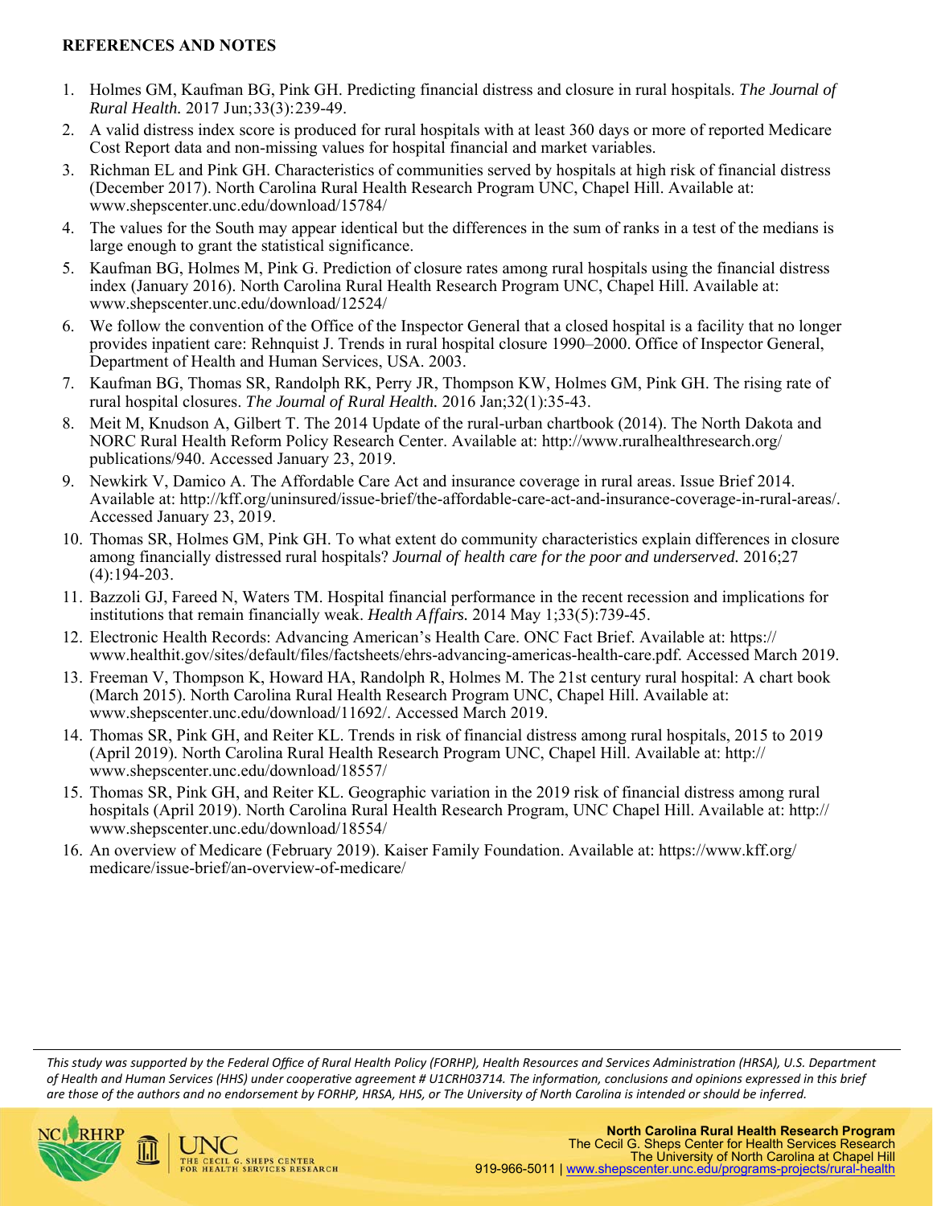**REFERENCES AND NOTES**

1. Holmes GM, Kaufman BG, Pink GH. Predicting financial distress and closure in rural hospitals. *The Journal of Rural Health.* 2017 Jun;33(3):239-49.
2. A valid distress index score is produced for rural hospitals with at least 360 days or more of reported Medicare Cost Report data and non-missing values for hospital financial and market variables.
3. Richman EL and Pink GH. Characteristics of communities served by hospitals at high risk of financial distress (December 2017). North Carolina Rural Health Research Program UNC, Chapel Hill. Available at: www.shepscenter.unc.edu/download/15784/
4. The values for the South may appear identical but the differences in the sum of ranks in a test of the medians is large enough to grant the statistical significance.
5. Kaufman BG, Holmes M, Pink G. Prediction of closure rates among rural hospitals using the financial distress index (January 2016). North Carolina Rural Health Research Program UNC, Chapel Hill. Available at: www.shepscenter.unc.edu/download/12524/
6. We follow the convention of the Office of the Inspector General that a closed hospital is a facility that no longer provides inpatient care: Rehnquist J. Trends in rural hospital closure 1990–2000. Office of Inspector General, Department of Health and Human Services, USA. 2003.
7. Kaufman BG, Thomas SR, Randolph RK, Perry JR, Thompson KW, Holmes GM, Pink GH. The rising rate of rural hospital closures. *The Journal of Rural Health.* 2016 Jan;32(1):35-43.
8. Meit M, Knudson A, Gilbert T. The 2014 Update of the rural-urban chartbook (2014). The North Dakota and NORC Rural Health Reform Policy Research Center. Available at: http://www.ruralhealthresearch.org/publications/940. Accessed January 23, 2019.
9. Newkirk V, Damico A. The Affordable Care Act and insurance coverage in rural areas. Issue Brief 2014. Available at: http://kff.org/uninsured/issue-brief/the-affordable-care-act-and-insurance-coverage-in-rural-areas/. Accessed January 23, 2019.
10. Thomas SR, Holmes GM, Pink GH. To what extent do community characteristics explain differences in closure among financially distressed rural hospitals? *Journal of health care for the poor and underserved.* 2016;27 (4):194-203.
11. Bazzoli GJ, Fareed N, Waters TM. Hospital financial performance in the recent recession and implications for institutions that remain financially weak. *Health Affairs.* 2014 May 1;33(5):739-45.
12. Electronic Health Records: Advancing American's Health Care. ONC Fact Brief. Available at: https://www.healthit.gov/sites/default/files/factsheets/ehrs-advancing-americas-health-care.pdf. Accessed March 2019.
13. Freeman V, Thompson K, Howard HA, Randolph R, Holmes M. The 21st century rural hospital: A chart book (March 2015). North Carolina Rural Health Research Program UNC, Chapel Hill. Available at: www.shepscenter.unc.edu/download/11692/. Accessed March 2019.
14. Thomas SR, Pink GH, and Reiter KL. Trends in risk of financial distress among rural hospitals, 2015 to 2019 (April 2019). North Carolina Rural Health Research Program UNC, Chapel Hill. Available at: http://www.shepscenter.unc.edu/download/18557/
15. Thomas SR, Pink GH, and Reiter KL. Geographic variation in the 2019 risk of financial distress among rural hospitals (April 2019). North Carolina Rural Health Research Program, UNC Chapel Hill. Available at: http://www.shepscenter.unc.edu/download/18554/
16. An overview of Medicare (February 2019). Kaiser Family Foundation. Available at: https://www.kff.org/medicare/issue-brief/an-overview-of-medicare/

*This study was supported by the Federal Office of Rural Health Policy (FORHP), Health Resources and Services Administration (HRSA), U.S. Department of Health and Human Services (HHS) under cooperative agreement # U1CRH03714. The information, conclusions and opinions expressed in this brief are those of the authors and no endorsement by FORHP, HRSA, HHS, or The University of North Carolina is intended or should be inferred.*

**North Carolina Rural Health Research Program**
The Cecil G. Sheps Center for Health Services Research
The University of North Carolina at Chapel Hill
919-966-5011 | www.shepscenter.unc.edu/programs-projects/rural-health